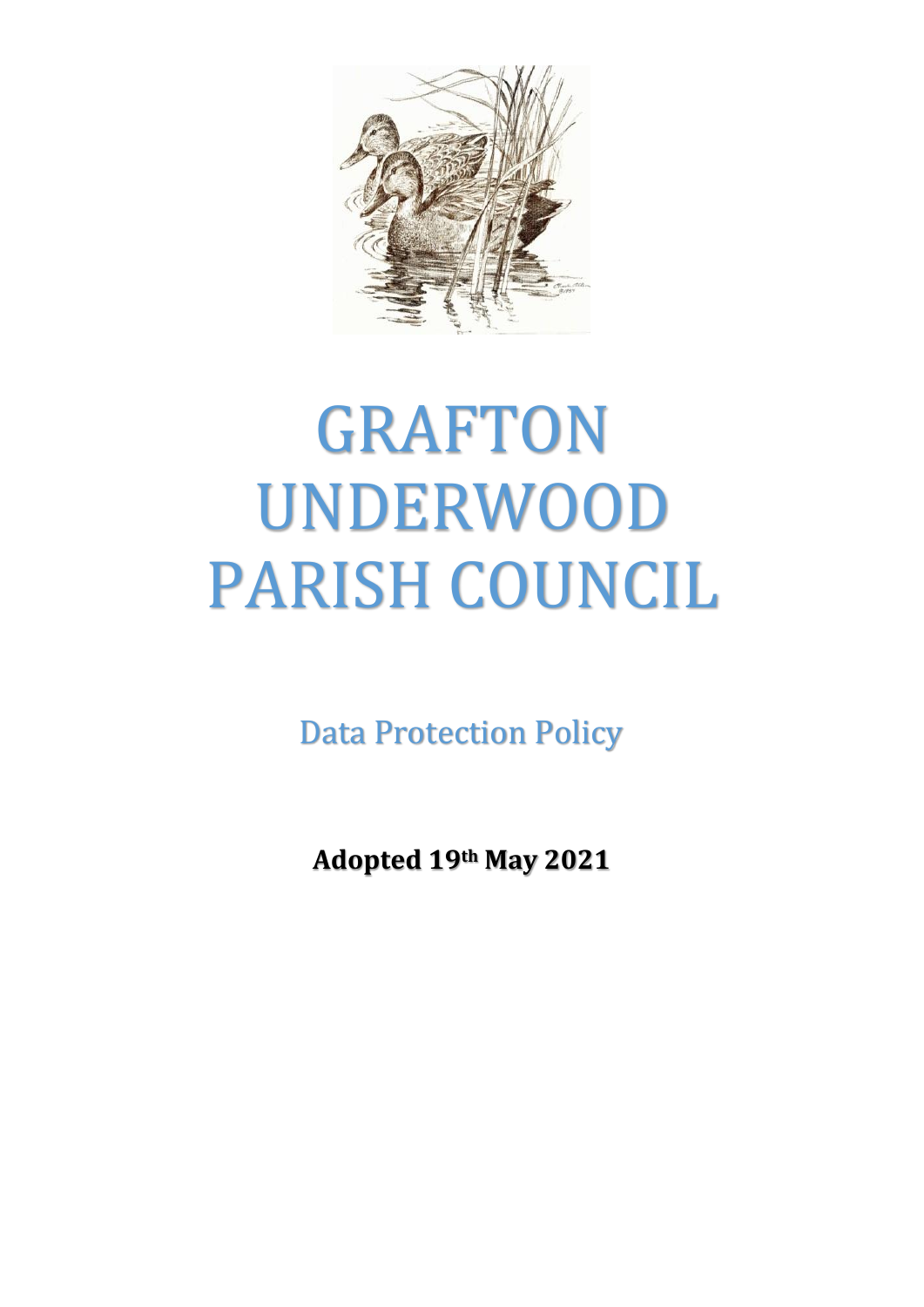# GRAFTON UNDERWOOD PARISH COUNCIL

## Data Protection Policy

**Adopted 19th May 2021**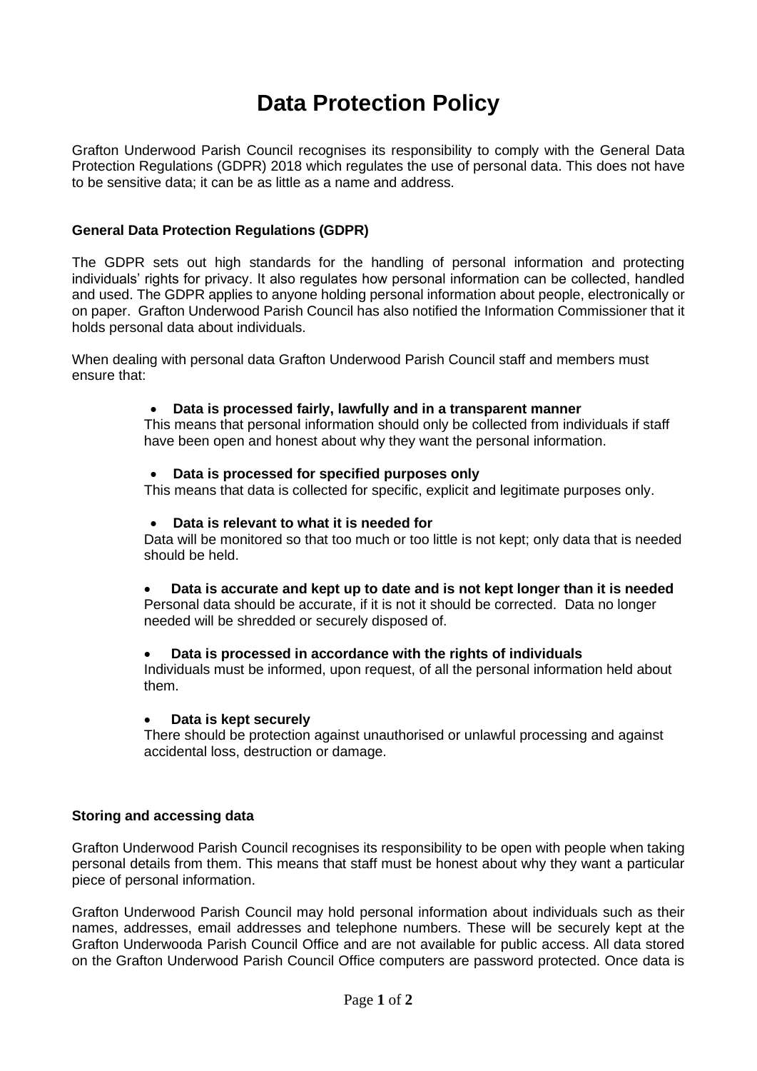# Data Protection Policy

Grafton Underwood Parish Council recognises its responsibility to comply with the General Data Protection Regulations (GDPR) 2018 which regulates the use of personal data. This does not have to be sensitive data; it can be as little as a name and address.

### General Data Protection Regulations (GDPR)

The GDPR sets out high standards for the handling of personal information and protecting individuals' rights for privacy. It also regulates how personal information can be collected, handled and used. The GDPR applies to anyone holding personal information about people, electronically or on paper. Grafton Underwood Parish Council has also notified the Information Commissioner that it holds personal data about individuals.

When dealing with personal data Grafton Underwood Parish Council staff and members must ensure that:

- **Data is processed fairly, lawfully and in a transparent manner**
  This means that personal information should only be collected from individuals if staff have been open and honest about why they want the personal information.

- **Data is processed for specified purposes only**
  This means that data is collected for specific, explicit and legitimate purposes only.

- **Data is relevant to what it is needed for**
  Data will be monitored so that too much or too little is not kept; only data that is needed should be held.

- **Data is accurate and kept up to date and is not kept longer than it is needed**
  Personal data should be accurate, if it is not it should be corrected. Data no longer needed will be shredded or securely disposed of.

- **Data is processed in accordance with the rights of individuals**
  Individuals must be informed, upon request, of all the personal information held about them.

- **Data is kept securely**
  There should be protection against unauthorised or unlawful processing and against accidental loss, destruction or damage.

### Storing and accessing data

Grafton Underwood Parish Council recognises its responsibility to be open with people when taking personal details from them. This means that staff must be honest about why they want a particular piece of personal information.

Grafton Underwood Parish Council may hold personal information about individuals such as their names, addresses, email addresses and telephone numbers. These will be securely kept at the Grafton Underwooda Parish Council Office and are not available for public access. All data stored on the Grafton Underwood Parish Council Office computers are password protected. Once data is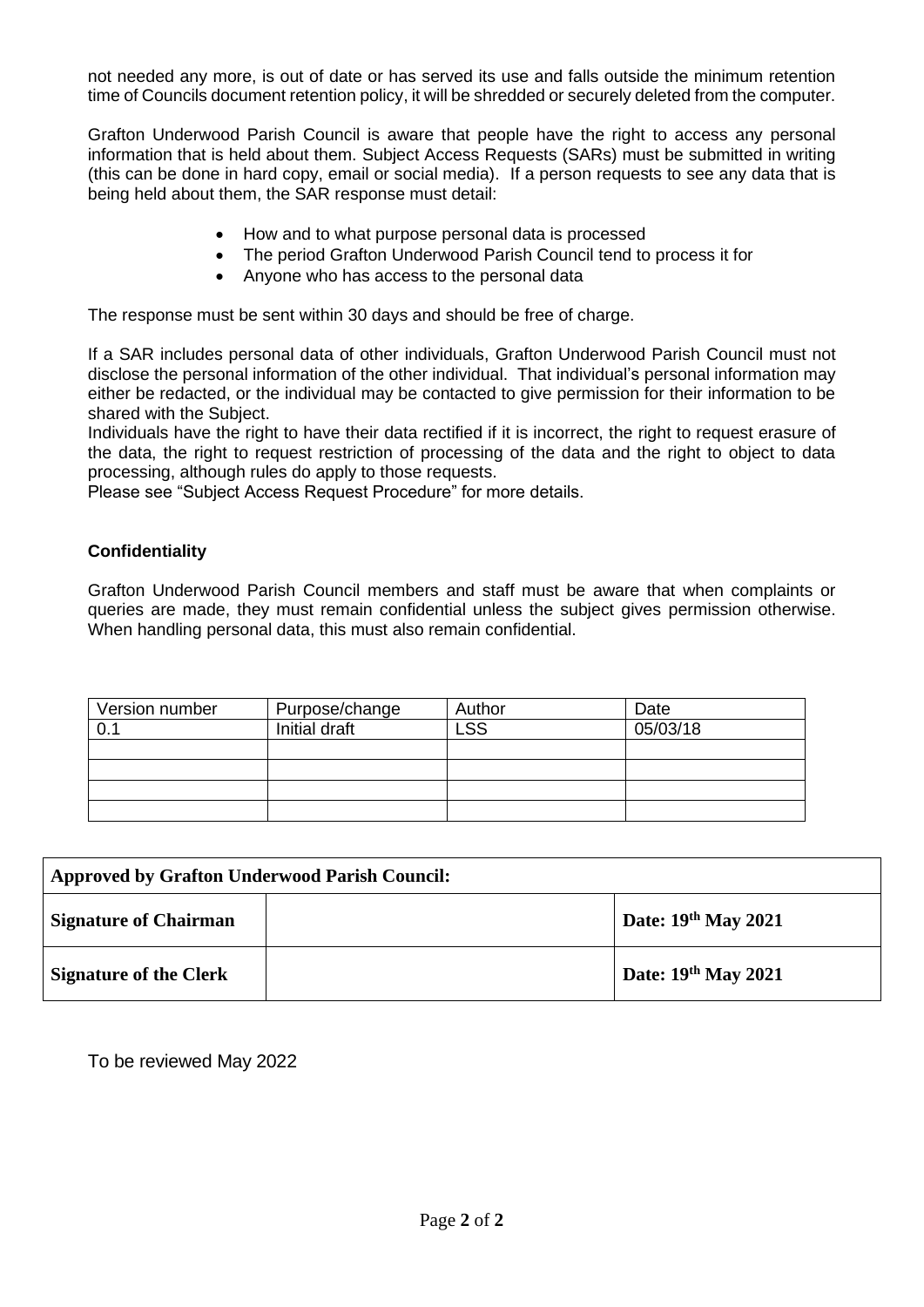not needed any more, is out of date or has served its use and falls outside the minimum retention time of Councils document retention policy, it will be shredded or securely deleted from the computer.

Grafton Underwood Parish Council is aware that people have the right to access any personal information that is held about them. Subject Access Requests (SARs) must be submitted in writing (this can be done in hard copy, email or social media). If a person requests to see any data that is being held about them, the SAR response must detail:

- How and to what purpose personal data is processed
- The period Grafton Underwood Parish Council tend to process it for
- Anyone who has access to the personal data

The response must be sent within 30 days and should be free of charge.

If a SAR includes personal data of other individuals, Grafton Underwood Parish Council must not disclose the personal information of the other individual. That individual's personal information may either be redacted, or the individual may be contacted to give permission for their information to be shared with the Subject.
Individuals have the right to have their data rectified if it is incorrect, the right to request erasure of the data, the right to request restriction of processing of the data and the right to object to data processing, although rules do apply to those requests.
Please see "Subject Access Request Procedure" for more details.

**Confidentiality**

Grafton Underwood Parish Council members and staff must be aware that when complaints or queries are made, they must remain confidential unless the subject gives permission otherwise. When handling personal data, this must also remain confidential.

| Version number | Purpose/change | Author | Date |
|---|---|---|---|
| 0.1 | Initial draft | LSS | 05/03/18 |
| | | | |
| | | | |
| | | | |
| | | | |

| **Approved by Grafton Underwood Parish Council:** | | |
|---|---|---|
| **Signature of Chairman** | | **Date: 19th May 2021** |
| **Signature of the Clerk** | | **Date: 19th May 2021** |

To be reviewed May 2022